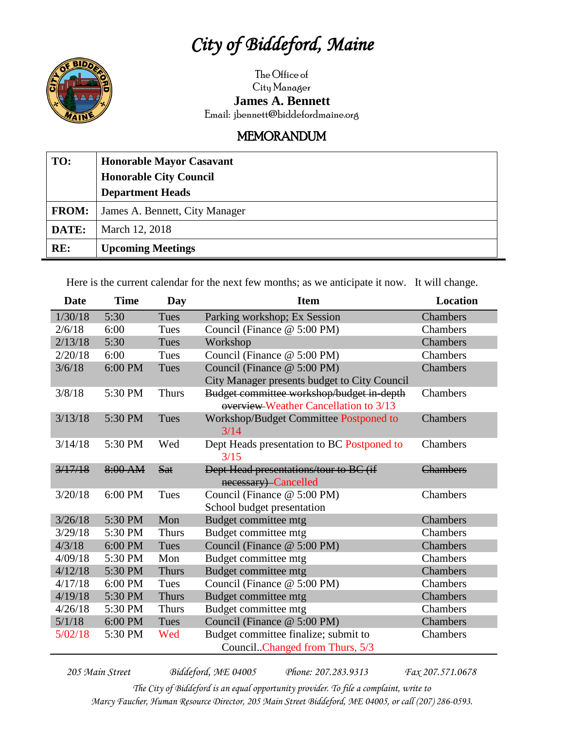# *City of Biddeford, Maine*

The Office of
City Manager
**James A. Bennett**
Email: jbennett@biddefordmaine.org

## MEMORANDUM

| | |
|---|---|
| **TO:** | **Honorable Mayor Casavant**<br>**Honorable City Council**<br>**Department Heads** |
| **FROM:** | James A. Bennett, City Manager |
| **DATE:** | March 12, 2018 |
| **RE:** | **Upcoming Meetings** |

Here is the current calendar for the next few months; as we anticipate it now. It will change.

| Date | Time | Day | Item | Location |
|---|---|---|---|---|
| 1/30/18 | 5:30 | Tues | Parking workshop; Ex Session | Chambers |
| 2/6/18 | 6:00 | Tues | Council (Finance @ 5:00 PM) | Chambers |
| 2/13/18 | 5:30 | Tues | Workshop | Chambers |
| 2/20/18 | 6:00 | Tues | Council (Finance @ 5:00 PM) | Chambers |
| 3/6/18 | 6:00 PM | Tues | Council (Finance @ 5:00 PM)<br>City Manager presents budget to City Council | Chambers |
| 3/8/18 | 5:30 PM | Thurs | ~~Budget committee workshop/budget in-depth overview~~ Weather Cancellation to 3/13 | Chambers |
| 3/13/18 | 5:30 PM | Tues | Workshop/Budget Committee Postponed to 3/14 | Chambers |
| 3/14/18 | 5:30 PM | Wed | Dept Heads presentation to BC Postponed to 3/15 | Chambers |
| ~~3/17/18~~ | ~~8:00 AM~~ | ~~Sat~~ | ~~Dept Head presentations/tour to BC (if necessary)~~ Cancelled | ~~Chambers~~ |
| 3/20/18 | 6:00 PM | Tues | Council (Finance @ 5:00 PM)<br>School budget presentation | Chambers |
| 3/26/18 | 5:30 PM | Mon | Budget committee mtg | Chambers |
| 3/29/18 | 5:30 PM | Thurs | Budget committee mtg | Chambers |
| 4/3/18 | 6:00 PM | Tues | Council (Finance @ 5:00 PM) | Chambers |
| 4/09/18 | 5:30 PM | Mon | Budget committee mtg | Chambers |
| 4/12/18 | 5:30 PM | Thurs | Budget committee mtg | Chambers |
| 4/17/18 | 6:00 PM | Tues | Council (Finance @ 5:00 PM) | Chambers |
| 4/19/18 | 5:30 PM | Thurs | Budget committee mtg | Chambers |
| 4/26/18 | 5:30 PM | Thurs | Budget committee mtg | Chambers |
| 5/1/18 | 6:00 PM | Tues | Council (Finance @ 5:00 PM) | Chambers |
| 5/02/18 | 5:30 PM | Wed | Budget committee finalize; submit to Council..Changed from Thurs, 5/3 | Chambers |

*205 Main Street* *Biddeford, ME 04005* *Phone: 207.283.9313* *Fax 207.571.0678*

*The City of Biddeford is an equal opportunity provider. To file a complaint, write to Marcy Faucher, Human Resource Director, 205 Main Street Biddeford, ME 04005, or call (207) 286-0593.*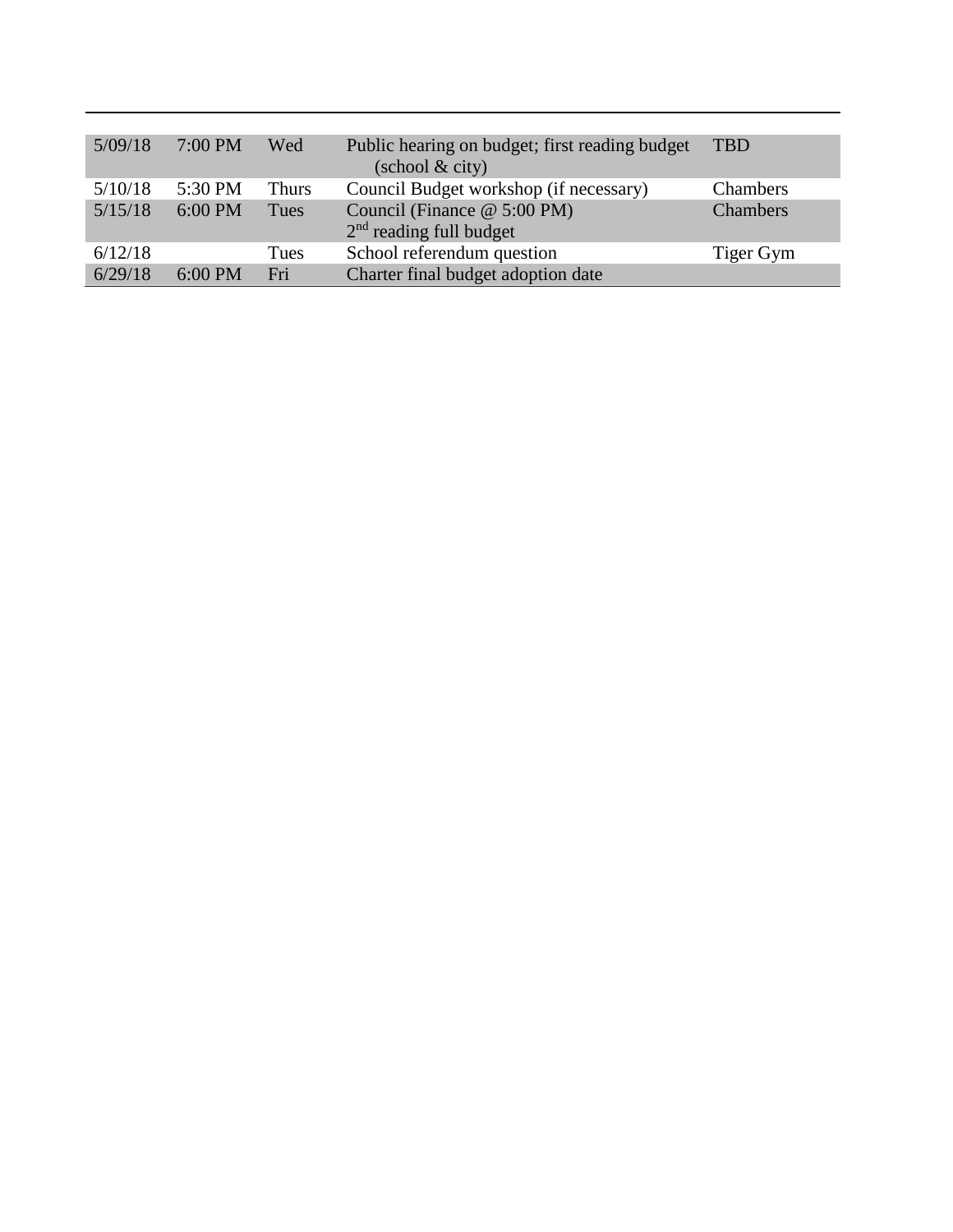| | | | | |
|---|---|---|---|---|
| 5/09/18 | 7:00 PM | Wed | Public hearing on budget; first reading budget (school & city) | TBD |
| 5/10/18 | 5:30 PM | Thurs | Council Budget workshop (if necessary) | Chambers |
| 5/15/18 | 6:00 PM | Tues | Council (Finance @ 5:00 PM)<br>2nd reading full budget | Chambers |
| 6/12/18 | | Tues | School referendum question | Tiger Gym |
| 6/29/18 | 6:00 PM | Fri | Charter final budget adoption date | |